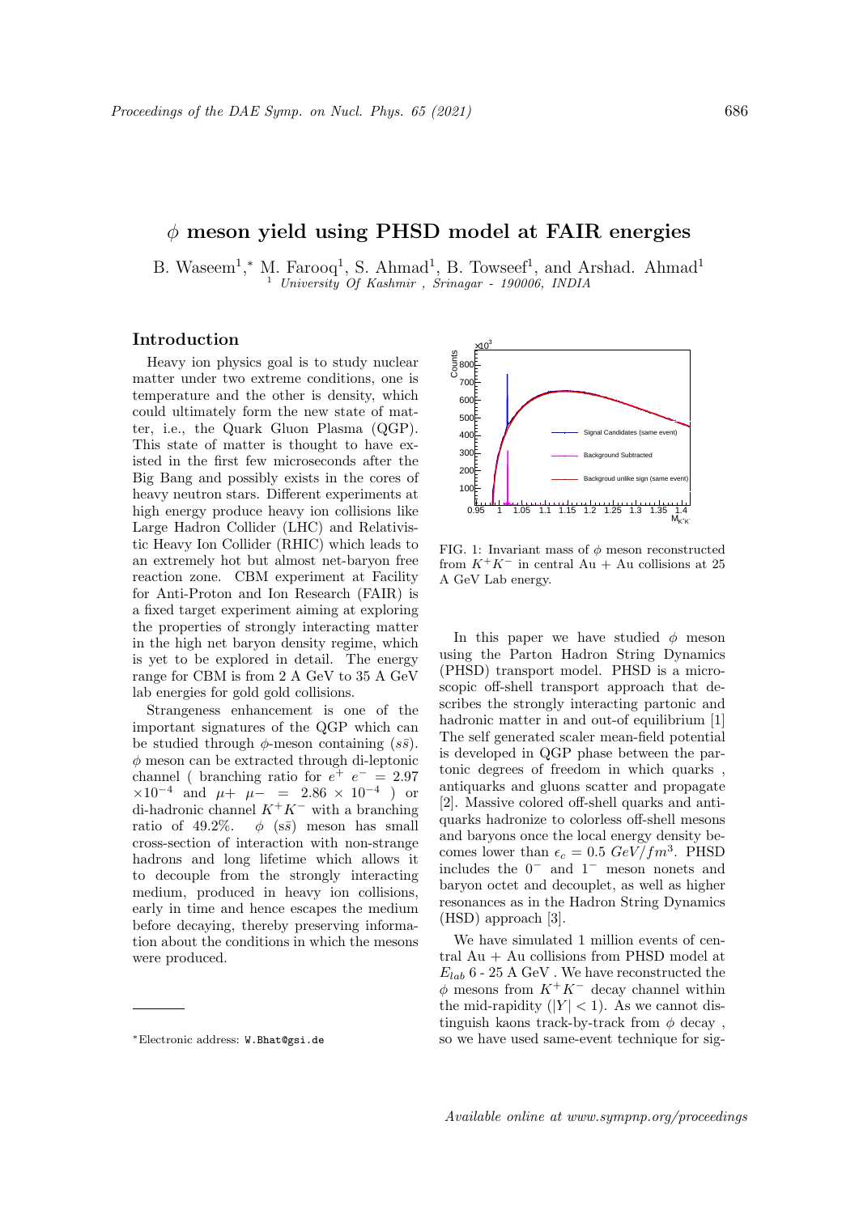# $\phi$ meson yield using PHSD model at FAIR energies

B. Waseem[1],* M. Farooq[1], S. Ahmad[1], B. Towseef[1], and Arshad. Ahmad[1]

[1] *University Of Kashmir , Srinagar - 190006, INDIA*

## Introduction

Heavy ion physics goal is to study nuclear matter under two extreme conditions, one is temperature and the other is density, which could ultimately form the new state of matter, i.e., the Quark Gluon Plasma (QGP). This state of matter is thought to have existed in the first few microseconds after the Big Bang and possibly exists in the cores of heavy neutron stars. Different experiments at high energy produce heavy ion collisions like Large Hadron Collider (LHC) and Relativistic Heavy Ion Collider (RHIC) which leads to an extremely hot but almost net-baryon free reaction zone. CBM experiment at Facility for Anti-Proton and Ion Research (FAIR) is a fixed target experiment aiming at exploring the properties of strongly interacting matter in the high net baryon density regime, which is yet to be explored in detail. The energy range for CBM is from 2 A GeV to 35 A GeV lab energies for gold gold collisions.

Strangeness enhancement is one of the important signatures of the QGP which can be studied through $\phi$-meson containing ($s\bar{s}$). $\phi$ meson can be extracted through di-leptonic channel ( branching ratio for $e^{+}$ $e^{-}$ = 2.97 $\times 10^{-4}$ and $\mu+$ $\mu-$ = 2.86 $\times$ $10^{-4}$ ) or di-hadronic channel $K^{+}K^{-}$ with a branching ratio of 49.2%. $\phi$ ($s\bar{s}$) meson has small cross-section of interaction with non-strange hadrons and long lifetime which allows it to decouple from the strongly interacting medium, produced in heavy ion collisions, early in time and hence escapes the medium before decaying, thereby preserving information about the conditions in which the mesons were produced.

FIG. 1: Invariant mass of $\phi$ meson reconstructed from $K^{+}K^{-}$ in central Au + Au collisions at 25 A GeV Lab energy.

In this paper we have studied $\phi$ meson using the Parton Hadron String Dynamics (PHSD) transport model. PHSD is a microscopic off-shell transport approach that describes the strongly interacting partonic and hadronic matter in and out-of equilibrium [1] The self generated scaler mean-field potential is developed in QGP phase between the partonic degrees of freedom in which quarks , antiquarks and gluons scatter and propagate [2]. Massive colored off-shell quarks and antiquarks hadronize to colorless off-shell mesons and baryons once the local energy density becomes lower than $\epsilon_{c} = 0.5$ $GeV/fm^{3}$. PHSD includes the $0^{-}$ and $1^{-}$ meson nonets and baryon octet and decouplet, as well as higher resonances as in the Hadron String Dynamics (HSD) approach [3].

We have simulated 1 million events of central Au + Au collisions from PHSD model at $E_{lab}$ 6 - 25 A GeV . We have reconstructed the $\phi$ mesons from $K^{+}K^{-}$ decay channel within the mid-rapidity ($|Y| < 1$). As we cannot distinguish kaons track-by-track from $\phi$ decay , so we have used same-event technique for sig-

*Electronic address: W.Bhat@gsi.de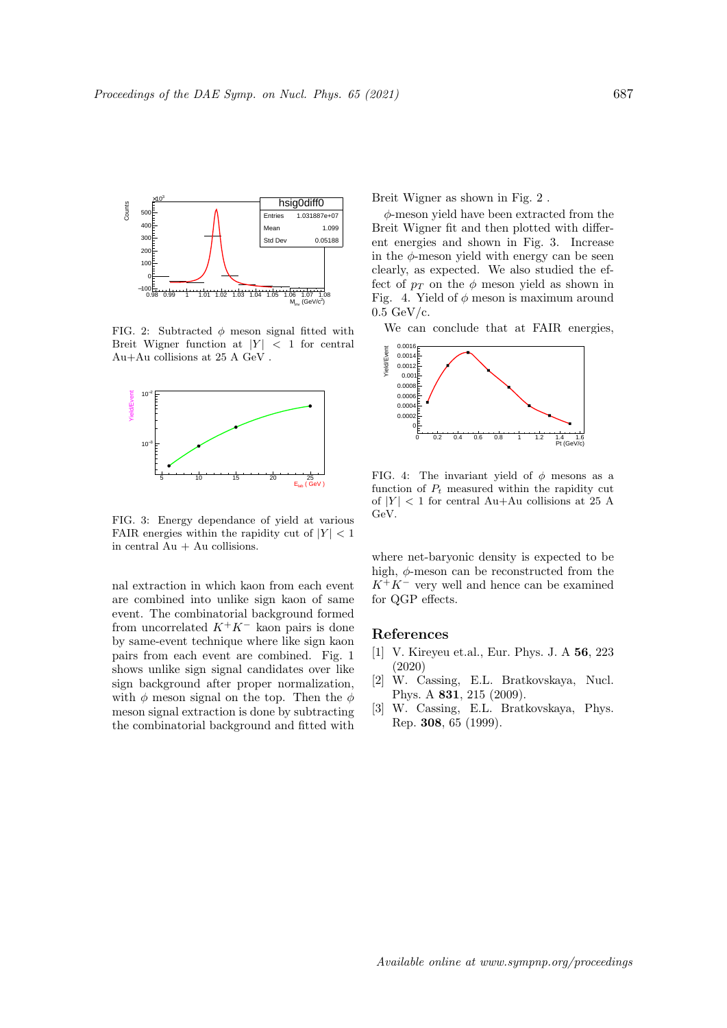hsig0diff0

Entries 1.031887e+07

Mean 1.099

Std Dev 0.05188

Counts

×10³

500

400

300

200

100

0

−100

0.98 0.99 1 1.01 1.02 1.03 1.04 1.05 1.06 1.07 1.08

M_inv (GeV/c²)

FIG. 2: Subtracted $\phi$ meson signal fitted with Breit Wigner function at $|Y| < 1$ for central Au+Au collisions at 25 A GeV .

Yield/Event

$10^{-2}$

$10^{-3}$

5 10 15 20 25

E_lab ( GeV )

FIG. 3: Energy dependance of yield at various FAIR energies within the rapidity cut of $|Y| < 1$ in central Au + Au collisions.

nal extraction in which kaon from each event are combined into unlike sign kaon of same event. The combinatorial background formed from uncorrelated $K^+K^-$ kaon pairs is done by same-event technique where like sign kaon pairs from each event are combined. Fig. 1 shows unlike sign signal candidates over like sign background after proper normalization, with $\phi$ meson signal on the top. Then the $\phi$ meson signal extraction is done by subtracting the combinatorial background and fitted with Breit Wigner as shown in Fig. 2 .

$\phi$-meson yield have been extracted from the Breit Wigner fit and then plotted with different energies and shown in Fig. 3. Increase in the $\phi$-meson yield with energy can be seen clearly, as expected. We also studied the effect of $p_T$ on the $\phi$ meson yield as shown in Fig. 4. Yield of $\phi$ meson is maximum around 0.5 GeV/c.

We can conclude that at FAIR energies,

Yield/Event

0.0016

0.0014

0.0012

0.001

0.0008

0.0006

0.0004

0.0002

0

0 0.2 0.4 0.6 0.8 1 1.2 1.4 1.6

Pt (GeV/c)

FIG. 4: The invariant yield of $\phi$ mesons as a function of $P_t$ measured within the rapidity cut of $|Y| < 1$ for central Au+Au collisions at 25 A GeV.

where net-baryonic density is expected to be high, $\phi$-meson can be reconstructed from the $K^+K^-$ very well and hence can be examined for QGP effects.

## References

[1] V. Kireyeu et.al., Eur. Phys. J. A **56**, 223 (2020)

[2] W. Cassing, E.L. Bratkovskaya, Nucl. Phys. A **831**, 215 (2009).

[3] W. Cassing, E.L. Bratkovskaya, Phys. Rep. **308**, 65 (1999).